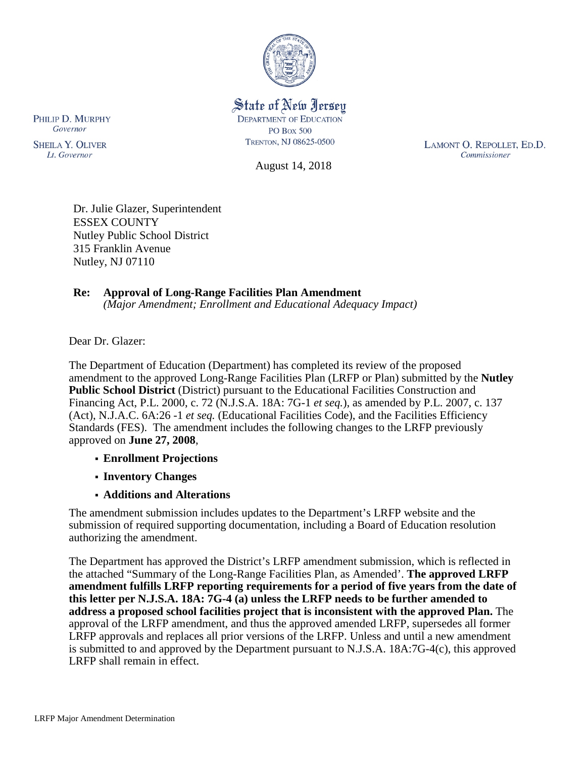State of New Jersey
DEPARTMENT OF EDUCATION
PO BOX 500
TRENTON, NJ 08625-0500

PHILIP D. MURPHY
*Governor*

SHEILA Y. OLIVER
*Lt. Governor*

LAMONT O. REPOLLET, ED.D.
*Commissioner*

August 14, 2018

Dr. Julie Glazer, Superintendent
ESSEX COUNTY
Nutley Public School District
315 Franklin Avenue
Nutley, NJ 07110

**Re: Approval of Long-Range Facilities Plan Amendment**
*(Major Amendment; Enrollment and Educational Adequacy Impact)*

Dear Dr. Glazer:

The Department of Education (Department) has completed its review of the proposed amendment to the approved Long-Range Facilities Plan (LRFP or Plan) submitted by the **Nutley Public School District** (District) pursuant to the Educational Facilities Construction and Financing Act, P.L. 2000, c. 72 (N.J.S.A. 18A: 7G-1 *et seq.*), as amended by P.L. 2007, c. 137 (Act), N.J.A.C. 6A:26 -1 *et seq.* (Educational Facilities Code), and the Facilities Efficiency Standards (FES). The amendment includes the following changes to the LRFP previously approved on **June 27, 2008**,

- **Enrollment Projections**
- **Inventory Changes**
- **Additions and Alterations**

The amendment submission includes updates to the Department's LRFP website and the submission of required supporting documentation, including a Board of Education resolution authorizing the amendment.

The Department has approved the District's LRFP amendment submission, which is reflected in the attached "Summary of the Long-Range Facilities Plan, as Amended'. **The approved LRFP amendment fulfills LRFP reporting requirements for a period of five years from the date of this letter per N.J.S.A. 18A: 7G-4 (a) unless the LRFP needs to be further amended to address a proposed school facilities project that is inconsistent with the approved Plan.** The approval of the LRFP amendment, and thus the approved amended LRFP, supersedes all former LRFP approvals and replaces all prior versions of the LRFP. Unless and until a new amendment is submitted to and approved by the Department pursuant to N.J.S.A. 18A:7G-4(c), this approved LRFP shall remain in effect.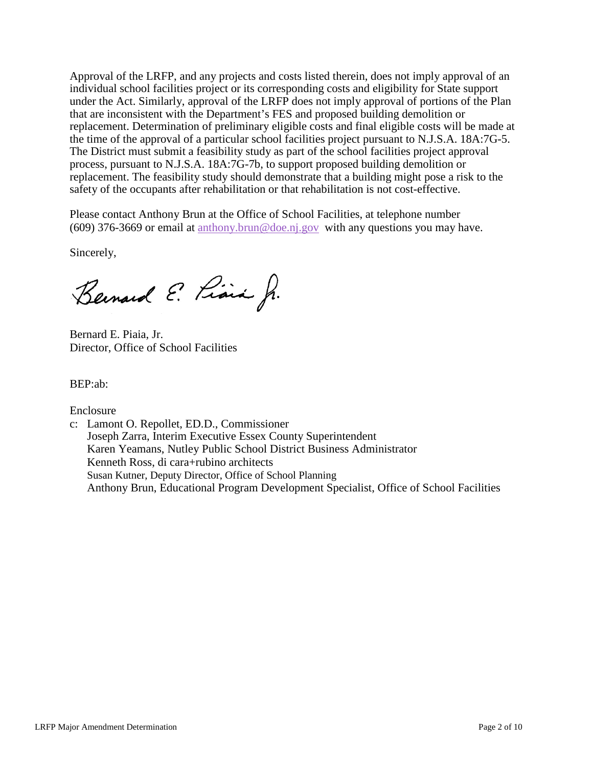Approval of the LRFP, and any projects and costs listed therein, does not imply approval of an individual school facilities project or its corresponding costs and eligibility for State support under the Act. Similarly, approval of the LRFP does not imply approval of portions of the Plan that are inconsistent with the Department's FES and proposed building demolition or replacement. Determination of preliminary eligible costs and final eligible costs will be made at the time of the approval of a particular school facilities project pursuant to N.J.S.A. 18A:7G-5. The District must submit a feasibility study as part of the school facilities project approval process, pursuant to N.J.S.A. 18A:7G-7b, to support proposed building demolition or replacement. The feasibility study should demonstrate that a building might pose a risk to the safety of the occupants after rehabilitation or that rehabilitation is not cost-effective.

Please contact Anthony Brun at the Office of School Facilities, at telephone number (609) 376-3669 or email at anthony.brun@doe.nj.gov with any questions you may have.

Sincerely,

Bernard E. Piaia, Jr.
Director, Office of School Facilities

BEP:ab:

Enclosure

c: Lamont O. Repollet, ED.D., Commissioner
Joseph Zarra, Interim Executive Essex County Superintendent
Karen Yeamans, Nutley Public School District Business Administrator
Kenneth Ross, di cara+rubino architects
Susan Kutner, Deputy Director, Office of School Planning
Anthony Brun, Educational Program Development Specialist, Office of School Facilities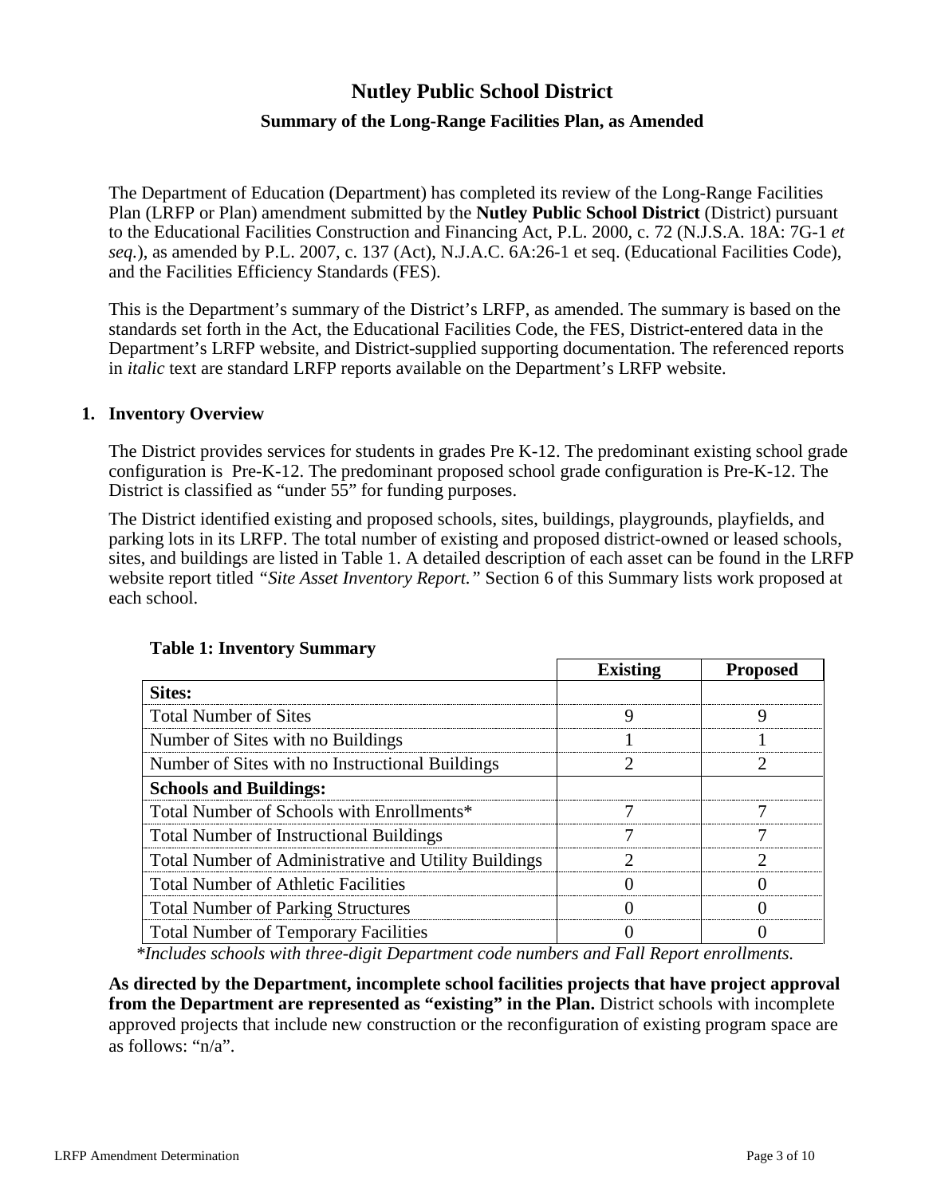# Nutley Public School District

## Summary of the Long-Range Facilities Plan, as Amended

The Department of Education (Department) has completed its review of the Long-Range Facilities Plan (LRFP or Plan) amendment submitted by the **Nutley Public School District** (District) pursuant to the Educational Facilities Construction and Financing Act, P.L. 2000, c. 72 (N.J.S.A. 18A: 7G-1 *et seq.*), as amended by P.L. 2007, c. 137 (Act), N.J.A.C. 6A:26-1 et seq. (Educational Facilities Code), and the Facilities Efficiency Standards (FES).

This is the Department's summary of the District's LRFP, as amended. The summary is based on the standards set forth in the Act, the Educational Facilities Code, the FES, District-entered data in the Department's LRFP website, and District-supplied supporting documentation. The referenced reports in *italic* text are standard LRFP reports available on the Department's LRFP website.

### 1. Inventory Overview

The District provides services for students in grades Pre K-12. The predominant existing school grade configuration is Pre-K-12. The predominant proposed school grade configuration is Pre-K-12. The District is classified as "under 55" for funding purposes.

The District identified existing and proposed schools, sites, buildings, playgrounds, playfields, and parking lots in its LRFP. The total number of existing and proposed district-owned or leased schools, sites, and buildings are listed in Table 1. A detailed description of each asset can be found in the LRFP website report titled *"Site Asset Inventory Report."* Section 6 of this Summary lists work proposed at each school.

**Table 1: Inventory Summary**

| | Existing | Proposed |
|---|---|---|
| **Sites:** | | |
| Total Number of Sites | 9 | 9 |
| Number of Sites with no Buildings | 1 | 1 |
| Number of Sites with no Instructional Buildings | 2 | 2 |
| **Schools and Buildings:** | | |
| Total Number of Schools with Enrollments* | 7 | 7 |
| Total Number of Instructional Buildings | 7 | 7 |
| Total Number of Administrative and Utility Buildings | 2 | 2 |
| Total Number of Athletic Facilities | 0 | 0 |
| Total Number of Parking Structures | 0 | 0 |
| Total Number of Temporary Facilities | 0 | 0 |

*\*Includes schools with three-digit Department code numbers and Fall Report enrollments.*

**As directed by the Department, incomplete school facilities projects that have project approval from the Department are represented as "existing" in the Plan.** District schools with incomplete approved projects that include new construction or the reconfiguration of existing program space are as follows: "n/a".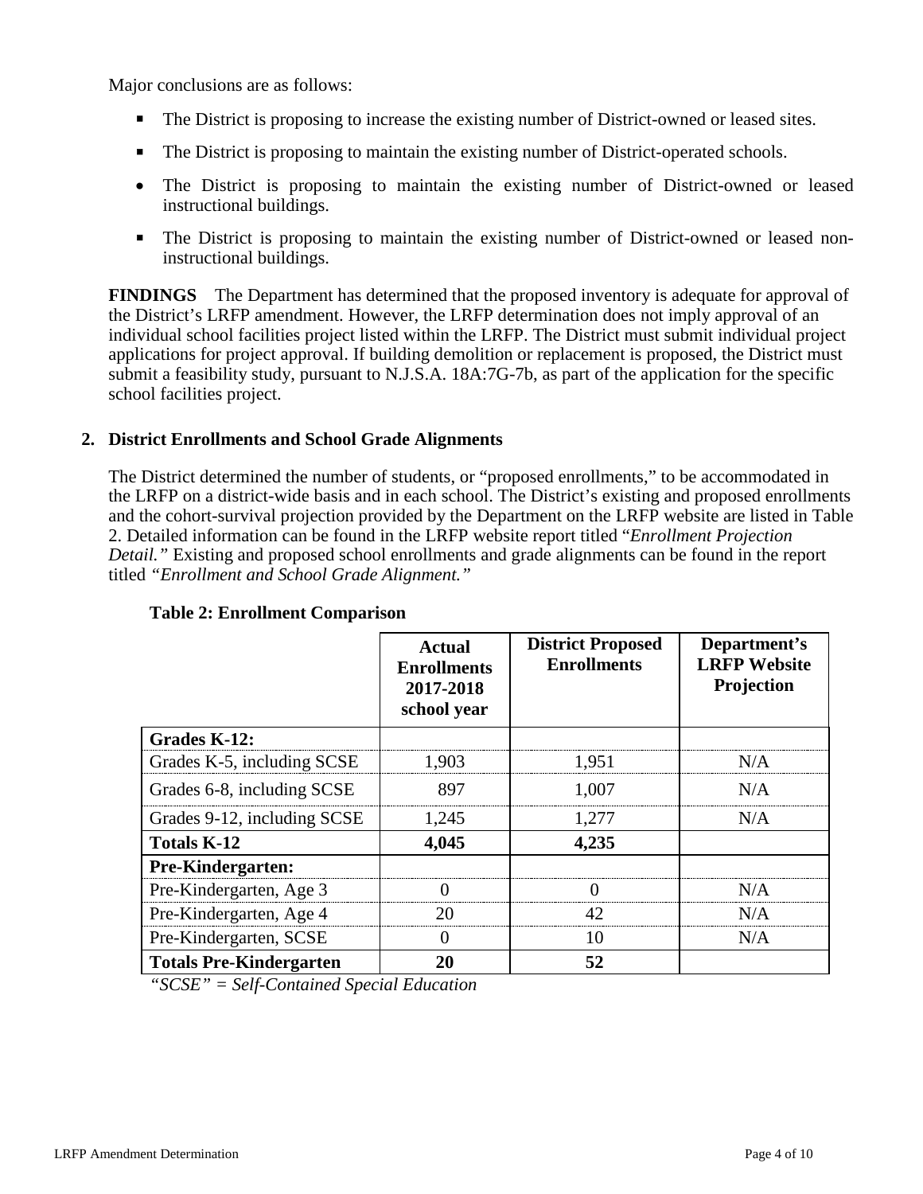Major conclusions are as follows:

- The District is proposing to increase the existing number of District-owned or leased sites.
- The District is proposing to maintain the existing number of District-operated schools.
- The District is proposing to maintain the existing number of District-owned or leased instructional buildings.
- The District is proposing to maintain the existing number of District-owned or leased non-instructional buildings.

**FINDINGS** The Department has determined that the proposed inventory is adequate for approval of the District's LRFP amendment. However, the LRFP determination does not imply approval of an individual school facilities project listed within the LRFP. The District must submit individual project applications for project approval. If building demolition or replacement is proposed, the District must submit a feasibility study, pursuant to N.J.S.A. 18A:7G-7b, as part of the application for the specific school facilities project.

## 2. District Enrollments and School Grade Alignments

The District determined the number of students, or "proposed enrollments," to be accommodated in the LRFP on a district-wide basis and in each school. The District's existing and proposed enrollments and the cohort-survival projection provided by the Department on the LRFP website are listed in Table 2. Detailed information can be found in the LRFP website report titled "*Enrollment Projection Detail.*" Existing and proposed school enrollments and grade alignments can be found in the report titled *"Enrollment and School Grade Alignment."*

**Table 2: Enrollment Comparison**

| | Actual Enrollments 2017-2018 school year | District Proposed Enrollments | Department's LRFP Website Projection |
|---|---|---|---|
| **Grades K-12:** | | | |
| Grades K-5, including SCSE | 1,903 | 1,951 | N/A |
| Grades 6-8, including SCSE | 897 | 1,007 | N/A |
| Grades 9-12, including SCSE | 1,245 | 1,277 | N/A |
| **Totals K-12** | **4,045** | **4,235** | |
| **Pre-Kindergarten:** | | | |
| Pre-Kindergarten, Age 3 | 0 | 0 | N/A |
| Pre-Kindergarten, Age 4 | 20 | 42 | N/A |
| Pre-Kindergarten, SCSE | 0 | 10 | N/A |
| **Totals Pre-Kindergarten** | **20** | **52** | |

*"SCSE" = Self-Contained Special Education*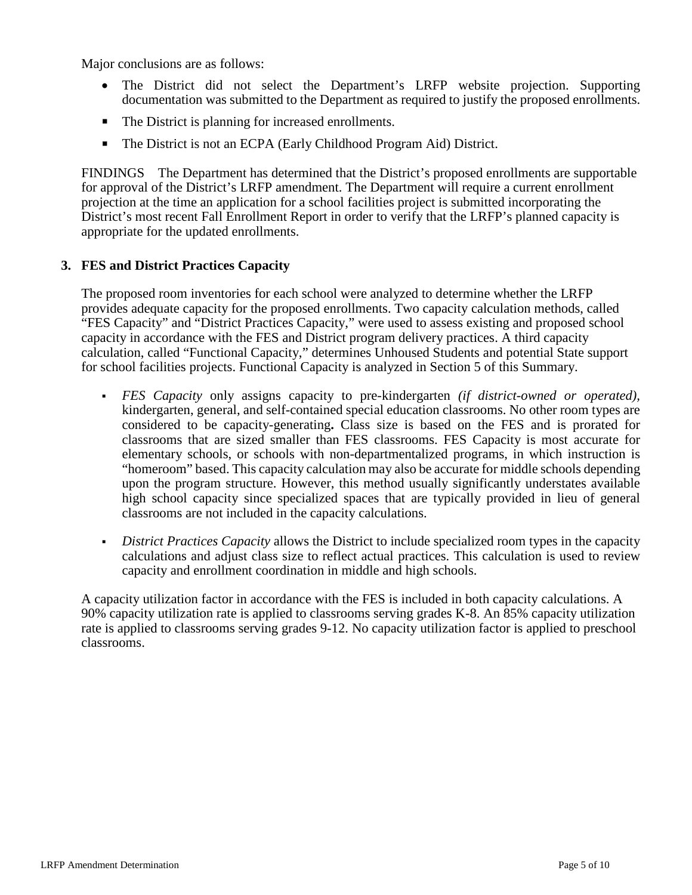Major conclusions are as follows:

- The District did not select the Department's LRFP website projection. Supporting documentation was submitted to the Department as required to justify the proposed enrollments.
- The District is planning for increased enrollments.
- The District is not an ECPA (Early Childhood Program Aid) District.

FINDINGS The Department has determined that the District's proposed enrollments are supportable for approval of the District's LRFP amendment. The Department will require a current enrollment projection at the time an application for a school facilities project is submitted incorporating the District's most recent Fall Enrollment Report in order to verify that the LRFP's planned capacity is appropriate for the updated enrollments.

### 3. FES and District Practices Capacity

The proposed room inventories for each school were analyzed to determine whether the LRFP provides adequate capacity for the proposed enrollments. Two capacity calculation methods, called "FES Capacity" and "District Practices Capacity," were used to assess existing and proposed school capacity in accordance with the FES and District program delivery practices. A third capacity calculation, called "Functional Capacity," determines Unhoused Students and potential State support for school facilities projects. Functional Capacity is analyzed in Section 5 of this Summary.

- *FES Capacity* only assigns capacity to pre-kindergarten *(if district-owned or operated),* kindergarten, general, and self-contained special education classrooms. No other room types are considered to be capacity-generating**.** Class size is based on the FES and is prorated for classrooms that are sized smaller than FES classrooms. FES Capacity is most accurate for elementary schools, or schools with non-departmentalized programs, in which instruction is "homeroom" based. This capacity calculation may also be accurate for middle schools depending upon the program structure. However, this method usually significantly understates available high school capacity since specialized spaces that are typically provided in lieu of general classrooms are not included in the capacity calculations.

- *District Practices Capacity* allows the District to include specialized room types in the capacity calculations and adjust class size to reflect actual practices. This calculation is used to review capacity and enrollment coordination in middle and high schools.

A capacity utilization factor in accordance with the FES is included in both capacity calculations. A 90% capacity utilization rate is applied to classrooms serving grades K-8. An 85% capacity utilization rate is applied to classrooms serving grades 9-12. No capacity utilization factor is applied to preschool classrooms.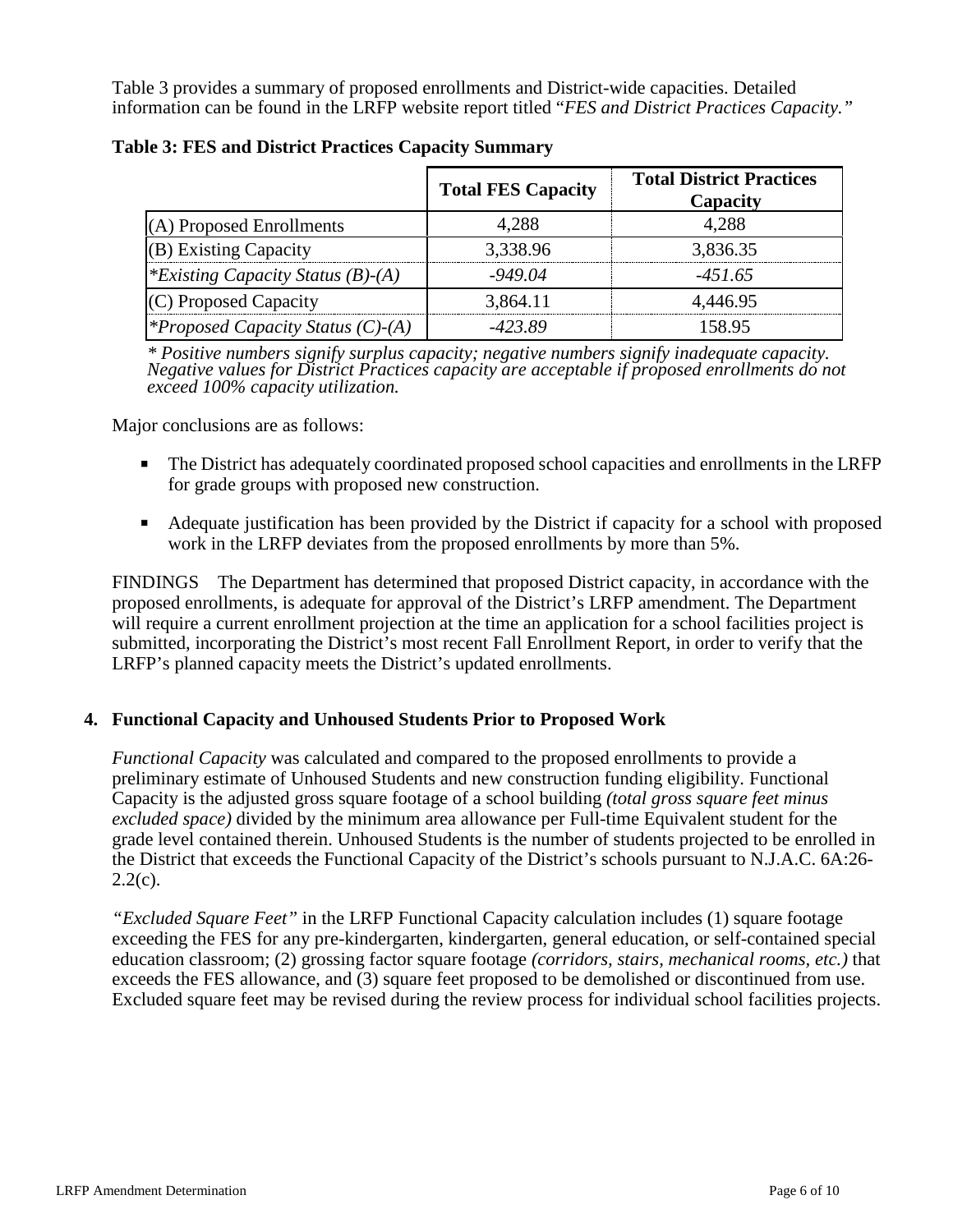Table 3 provides a summary of proposed enrollments and District-wide capacities. Detailed information can be found in the LRFP website report titled "*FES and District Practices Capacity.*"

**Table 3: FES and District Practices Capacity Summary**

| | Total FES Capacity | Total District Practices Capacity |
|---|---|---|
| (A) Proposed Enrollments | 4,288 | 4,288 |
| (B) Existing Capacity | 3,338.96 | 3,836.35 |
| *\*Existing Capacity Status (B)-(A)* | *-949.04* | *-451.65* |
| (C) Proposed Capacity | 3,864.11 | 4,446.95 |
| *\*Proposed Capacity Status (C)-(A)* | *-423.89* | 158.95 |

*\* Positive numbers signify surplus capacity; negative numbers signify inadequate capacity. Negative values for District Practices capacity are acceptable if proposed enrollments do not exceed 100% capacity utilization.*

Major conclusions are as follows:

- The District has adequately coordinated proposed school capacities and enrollments in the LRFP for grade groups with proposed new construction.
- Adequate justification has been provided by the District if capacity for a school with proposed work in the LRFP deviates from the proposed enrollments by more than 5%.

FINDINGS The Department has determined that proposed District capacity, in accordance with the proposed enrollments, is adequate for approval of the District's LRFP amendment. The Department will require a current enrollment projection at the time an application for a school facilities project is submitted, incorporating the District's most recent Fall Enrollment Report, in order to verify that the LRFP's planned capacity meets the District's updated enrollments.

## 4. Functional Capacity and Unhoused Students Prior to Proposed Work

*Functional Capacity* was calculated and compared to the proposed enrollments to provide a preliminary estimate of Unhoused Students and new construction funding eligibility. Functional Capacity is the adjusted gross square footage of a school building *(total gross square feet minus excluded space)* divided by the minimum area allowance per Full-time Equivalent student for the grade level contained therein. Unhoused Students is the number of students projected to be enrolled in the District that exceeds the Functional Capacity of the District's schools pursuant to N.J.A.C. 6A:26-2.2(c).

*"Excluded Square Feet"* in the LRFP Functional Capacity calculation includes (1) square footage exceeding the FES for any pre-kindergarten, kindergarten, general education, or self-contained special education classroom; (2) grossing factor square footage *(corridors, stairs, mechanical rooms, etc.)* that exceeds the FES allowance, and (3) square feet proposed to be demolished or discontinued from use. Excluded square feet may be revised during the review process for individual school facilities projects.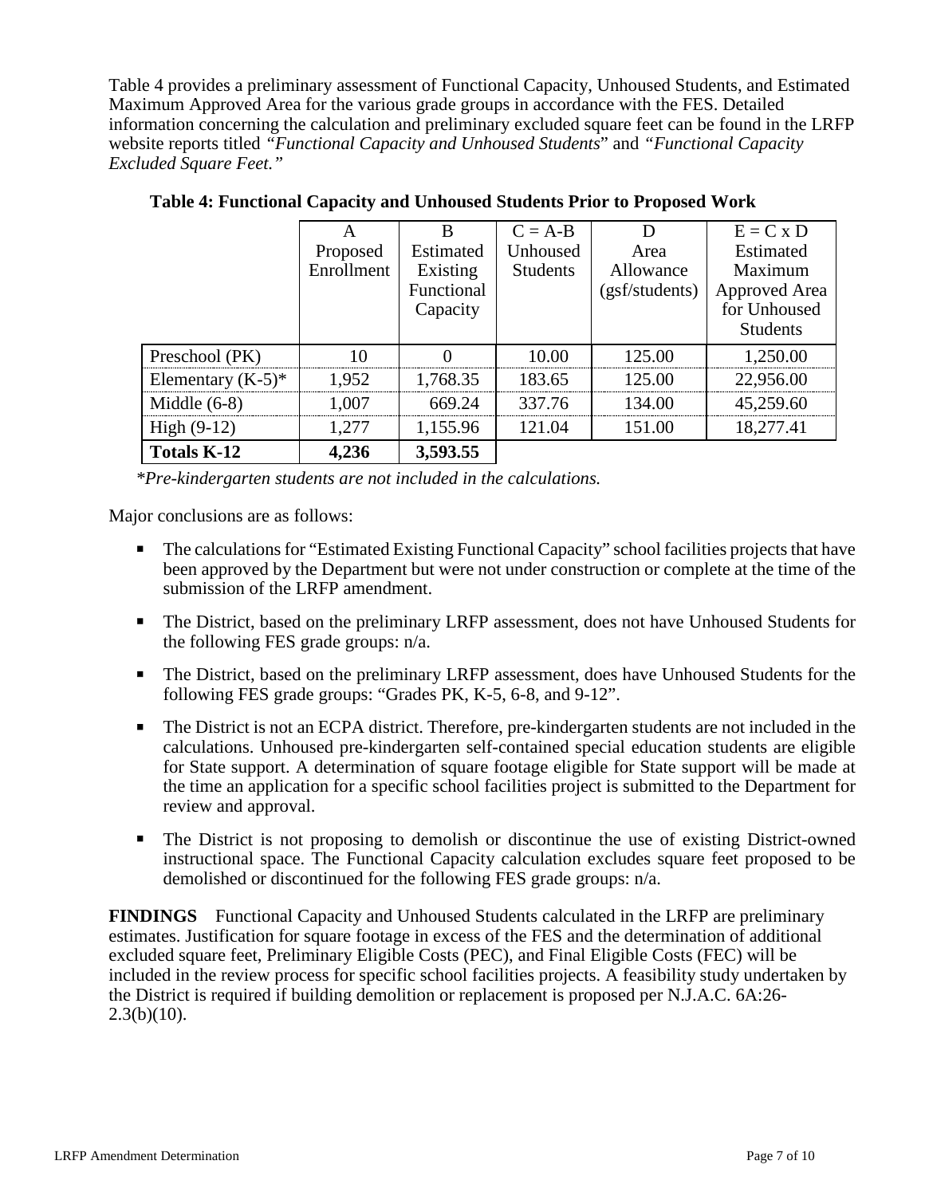Table 4 provides a preliminary assessment of Functional Capacity, Unhoused Students, and Estimated Maximum Approved Area for the various grade groups in accordance with the FES. Detailed information concerning the calculation and preliminary excluded square feet can be found in the LRFP website reports titled *"Functional Capacity and Unhoused Students"* and *"Functional Capacity Excluded Square Feet."*

**Table 4: Functional Capacity and Unhoused Students Prior to Proposed Work**

| | A Proposed Enrollment | B Estimated Existing Functional Capacity | C = A-B Unhoused Students | D Area Allowance (gsf/students) | E = C x D Estimated Maximum Approved Area for Unhoused Students |
|---|---|---|---|---|---|
| Preschool (PK) | 10 | 0 | 10.00 | 125.00 | 1,250.00 |
| Elementary (K-5)* | 1,952 | 1,768.35 | 183.65 | 125.00 | 22,956.00 |
| Middle (6-8) | 1,007 | 669.24 | 337.76 | 134.00 | 45,259.60 |
| High (9-12) | 1,277 | 1,155.96 | 121.04 | 151.00 | 18,277.41 |
| **Totals K-12** | **4,236** | **3,593.55** | | | |

*\*Pre-kindergarten students are not included in the calculations.*

Major conclusions are as follows:

- The calculations for "Estimated Existing Functional Capacity" school facilities projects that have been approved by the Department but were not under construction or complete at the time of the submission of the LRFP amendment.
- The District, based on the preliminary LRFP assessment, does not have Unhoused Students for the following FES grade groups: n/a.
- The District, based on the preliminary LRFP assessment, does have Unhoused Students for the following FES grade groups: "Grades PK, K-5, 6-8, and 9-12".
- The District is not an ECPA district. Therefore, pre-kindergarten students are not included in the calculations. Unhoused pre-kindergarten self-contained special education students are eligible for State support. A determination of square footage eligible for State support will be made at the time an application for a specific school facilities project is submitted to the Department for review and approval.
- The District is not proposing to demolish or discontinue the use of existing District-owned instructional space. The Functional Capacity calculation excludes square feet proposed to be demolished or discontinued for the following FES grade groups: n/a.

**FINDINGS** Functional Capacity and Unhoused Students calculated in the LRFP are preliminary estimates. Justification for square footage in excess of the FES and the determination of additional excluded square feet, Preliminary Eligible Costs (PEC), and Final Eligible Costs (FEC) will be included in the review process for specific school facilities projects. A feasibility study undertaken by the District is required if building demolition or replacement is proposed per N.J.A.C. 6A:26-2.3(b)(10).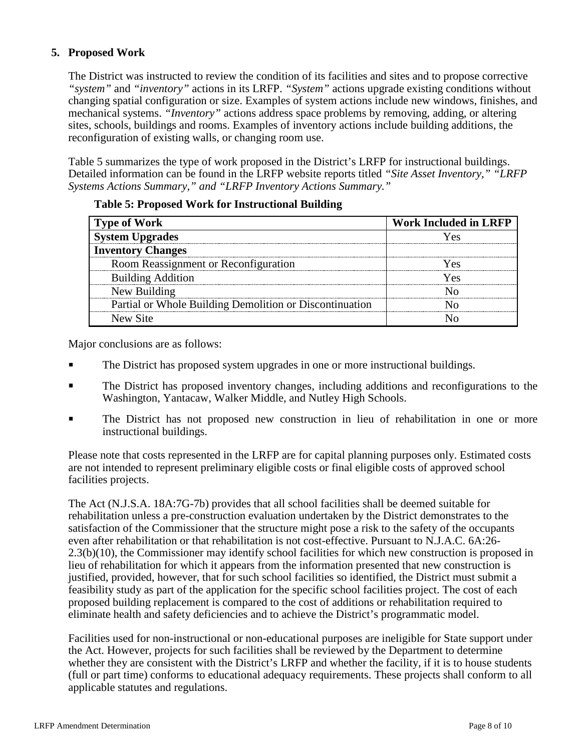## 5. Proposed Work

The District was instructed to review the condition of its facilities and sites and to propose corrective *"system"* and *"inventory"* actions in its LRFP. *"System"* actions upgrade existing conditions without changing spatial configuration or size. Examples of system actions include new windows, finishes, and mechanical systems. *"Inventory"* actions address space problems by removing, adding, or altering sites, schools, buildings and rooms. Examples of inventory actions include building additions, the reconfiguration of existing walls, or changing room use.

Table 5 summarizes the type of work proposed in the District's LRFP for instructional buildings. Detailed information can be found in the LRFP website reports titled *"Site Asset Inventory," "LRFP Systems Actions Summary," and "LRFP Inventory Actions Summary."*

**Table 5: Proposed Work for Instructional Building**

| Type of Work | Work Included in LRFP |
|---|---|
| **System Upgrades** | Yes |
| **Inventory Changes** | |
| Room Reassignment or Reconfiguration | Yes |
| Building Addition | Yes |
| New Building | No |
| Partial or Whole Building Demolition or Discontinuation | No |
| New Site | No |

Major conclusions are as follows:

- The District has proposed system upgrades in one or more instructional buildings.
- The District has proposed inventory changes, including additions and reconfigurations to the Washington, Yantacaw, Walker Middle, and Nutley High Schools.
- The District has not proposed new construction in lieu of rehabilitation in one or more instructional buildings.

Please note that costs represented in the LRFP are for capital planning purposes only. Estimated costs are not intended to represent preliminary eligible costs or final eligible costs of approved school facilities projects.

The Act (N.J.S.A. 18A:7G-7b) provides that all school facilities shall be deemed suitable for rehabilitation unless a pre-construction evaluation undertaken by the District demonstrates to the satisfaction of the Commissioner that the structure might pose a risk to the safety of the occupants even after rehabilitation or that rehabilitation is not cost-effective. Pursuant to N.J.A.C. 6A:26-2.3(b)(10), the Commissioner may identify school facilities for which new construction is proposed in lieu of rehabilitation for which it appears from the information presented that new construction is justified, provided, however, that for such school facilities so identified, the District must submit a feasibility study as part of the application for the specific school facilities project. The cost of each proposed building replacement is compared to the cost of additions or rehabilitation required to eliminate health and safety deficiencies and to achieve the District's programmatic model.

Facilities used for non-instructional or non-educational purposes are ineligible for State support under the Act. However, projects for such facilities shall be reviewed by the Department to determine whether they are consistent with the District's LRFP and whether the facility, if it is to house students (full or part time) conforms to educational adequacy requirements. These projects shall conform to all applicable statutes and regulations.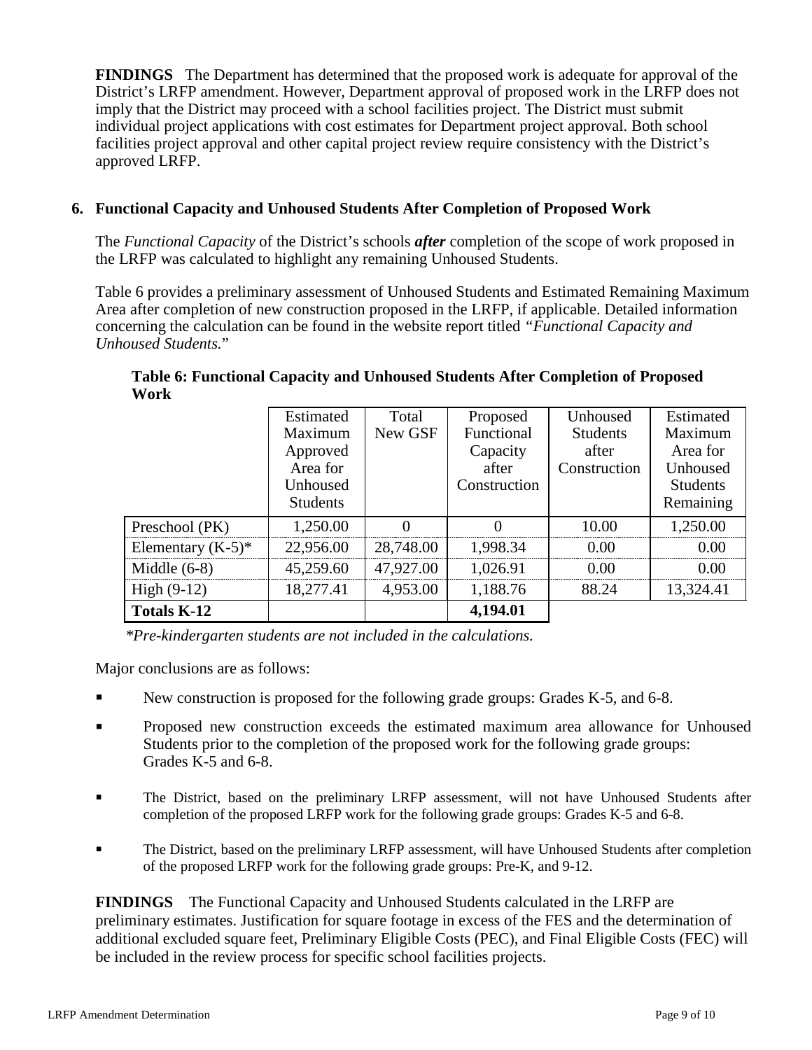**FINDINGS** The Department has determined that the proposed work is adequate for approval of the District's LRFP amendment. However, Department approval of proposed work in the LRFP does not imply that the District may proceed with a school facilities project. The District must submit individual project applications with cost estimates for Department project approval. Both school facilities project approval and other capital project review require consistency with the District's approved LRFP.

## 6. Functional Capacity and Unhoused Students After Completion of Proposed Work

The *Functional Capacity* of the District's schools ***after*** completion of the scope of work proposed in the LRFP was calculated to highlight any remaining Unhoused Students.

Table 6 provides a preliminary assessment of Unhoused Students and Estimated Remaining Maximum Area after completion of new construction proposed in the LRFP, if applicable. Detailed information concerning the calculation can be found in the website report titled *"Functional Capacity and Unhoused Students.*"

**Table 6: Functional Capacity and Unhoused Students After Completion of Proposed Work**

| | Estimated Maximum Approved Area for Unhoused Students | Total New GSF | Proposed Functional Capacity after Construction | Unhoused Students after Construction | Estimated Maximum Area for Unhoused Students Remaining |
|---|---|---|---|---|---|
| Preschool (PK) | 1,250.00 | 0 | 0 | 10.00 | 1,250.00 |
| Elementary (K-5)* | 22,956.00 | 28,748.00 | 1,998.34 | 0.00 | 0.00 |
| Middle (6-8) | 45,259.60 | 47,927.00 | 1,026.91 | 0.00 | 0.00 |
| High (9-12) | 18,277.41 | 4,953.00 | 1,188.76 | 88.24 | 13,324.41 |
| **Totals K-12** | | | **4,194.01** | | |

*\*Pre-kindergarten students are not included in the calculations.*

Major conclusions are as follows:

- New construction is proposed for the following grade groups: Grades K-5, and 6-8.
- Proposed new construction exceeds the estimated maximum area allowance for Unhoused Students prior to the completion of the proposed work for the following grade groups: Grades K-5 and 6-8.
- The District, based on the preliminary LRFP assessment, will not have Unhoused Students after completion of the proposed LRFP work for the following grade groups: Grades K-5 and 6-8.
- The District, based on the preliminary LRFP assessment, will have Unhoused Students after completion of the proposed LRFP work for the following grade groups: Pre-K, and 9-12.

**FINDINGS** The Functional Capacity and Unhoused Students calculated in the LRFP are preliminary estimates. Justification for square footage in excess of the FES and the determination of additional excluded square feet, Preliminary Eligible Costs (PEC), and Final Eligible Costs (FEC) will be included in the review process for specific school facilities projects.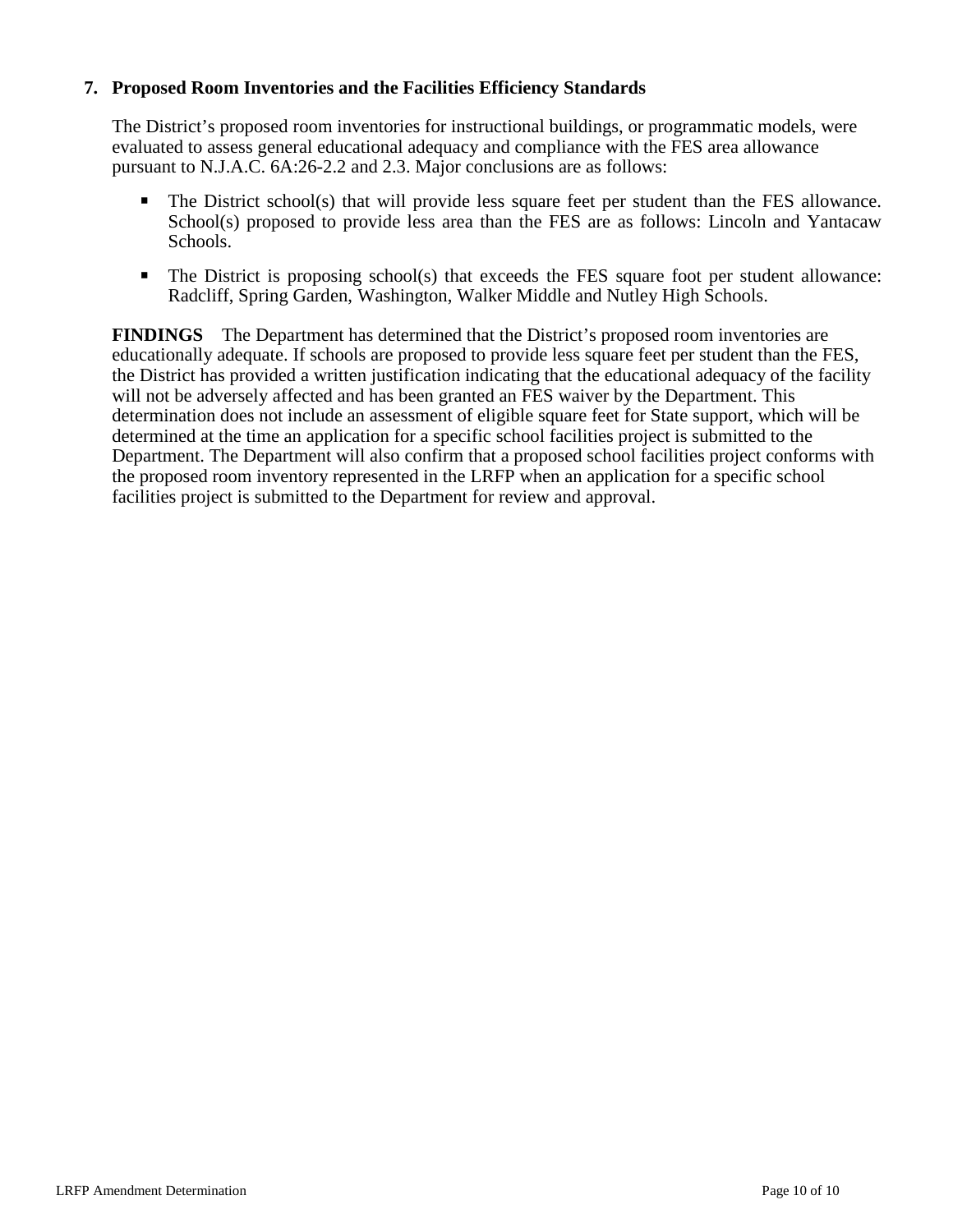## 7. Proposed Room Inventories and the Facilities Efficiency Standards

The District's proposed room inventories for instructional buildings, or programmatic models, were evaluated to assess general educational adequacy and compliance with the FES area allowance pursuant to N.J.A.C. 6A:26-2.2 and 2.3. Major conclusions are as follows:

- The District school(s) that will provide less square feet per student than the FES allowance. School(s) proposed to provide less area than the FES are as follows: Lincoln and Yantacaw Schools.
- The District is proposing school(s) that exceeds the FES square foot per student allowance: Radcliff, Spring Garden, Washington, Walker Middle and Nutley High Schools.

**FINDINGS** The Department has determined that the District's proposed room inventories are educationally adequate. If schools are proposed to provide less square feet per student than the FES, the District has provided a written justification indicating that the educational adequacy of the facility will not be adversely affected and has been granted an FES waiver by the Department. This determination does not include an assessment of eligible square feet for State support, which will be determined at the time an application for a specific school facilities project is submitted to the Department. The Department will also confirm that a proposed school facilities project conforms with the proposed room inventory represented in the LRFP when an application for a specific school facilities project is submitted to the Department for review and approval.